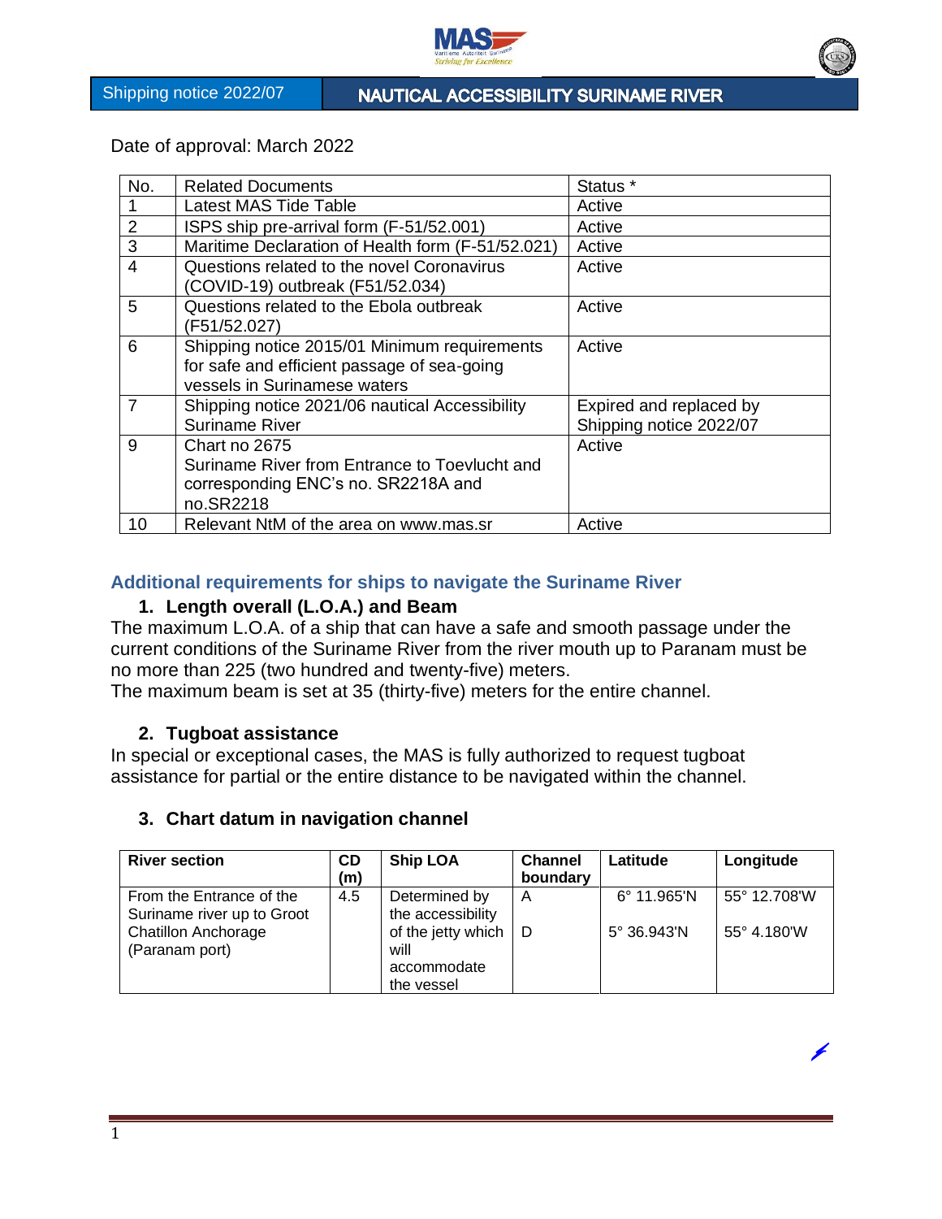Shipping notice 2022/07 | NAUTICAL ACCESSIBILITY SURINAME RIVER

Date of approval: March 2022

| No. | Related Documents | Status * |
|---|---|---|
| 1 | Latest MAS Tide Table | Active |
| 2 | ISPS ship pre-arrival form (F-51/52.001) | Active |
| 3 | Maritime Declaration of Health form (F-51/52.021) | Active |
| 4 | Questions related to the novel Coronavirus (COVID-19) outbreak (F51/52.034) | Active |
| 5 | Questions related to the Ebola outbreak (F51/52.027) | Active |
| 6 | Shipping notice 2015/01 Minimum requirements for safe and efficient passage of sea-going vessels in Surinamese waters | Active |
| 7 | Shipping notice 2021/06 nautical Accessibility Suriname River | Expired and replaced by Shipping notice 2022/07 |
| 9 | Chart no 2675 Suriname River from Entrance to Toevlucht and corresponding ENC's no. SR2218A and no.SR2218 | Active |
| 10 | Relevant NtM of the area on www.mas.sr | Active |

## Additional requirements for ships to navigate the Suriname River

### 1. Length overall (L.O.A.) and Beam

The maximum L.O.A. of a ship that can have a safe and smooth passage under the current conditions of the Suriname River from the river mouth up to Paranam must be no more than 225 (two hundred and twenty-five) meters.
The maximum beam is set at 35 (thirty-five) meters for the entire channel.

### 2. Tugboat assistance

In special or exceptional cases, the MAS is fully authorized to request tugboat assistance for partial or the entire distance to be navigated within the channel.

### 3. Chart datum in navigation channel

| River section | CD (m) | Ship LOA | Channel boundary | Latitude | Longitude |
|---|---|---|---|---|---|
| From the Entrance of the Suriname river up to Groot Chatillon Anchorage (Paranam port) | 4.5 | Determined by the accessibility of the jetty which will accommodate the vessel | A | 6° 11.965'N | 55° 12.708'W |
| | | | D | 5° 36.943'N | 55° 4.180'W |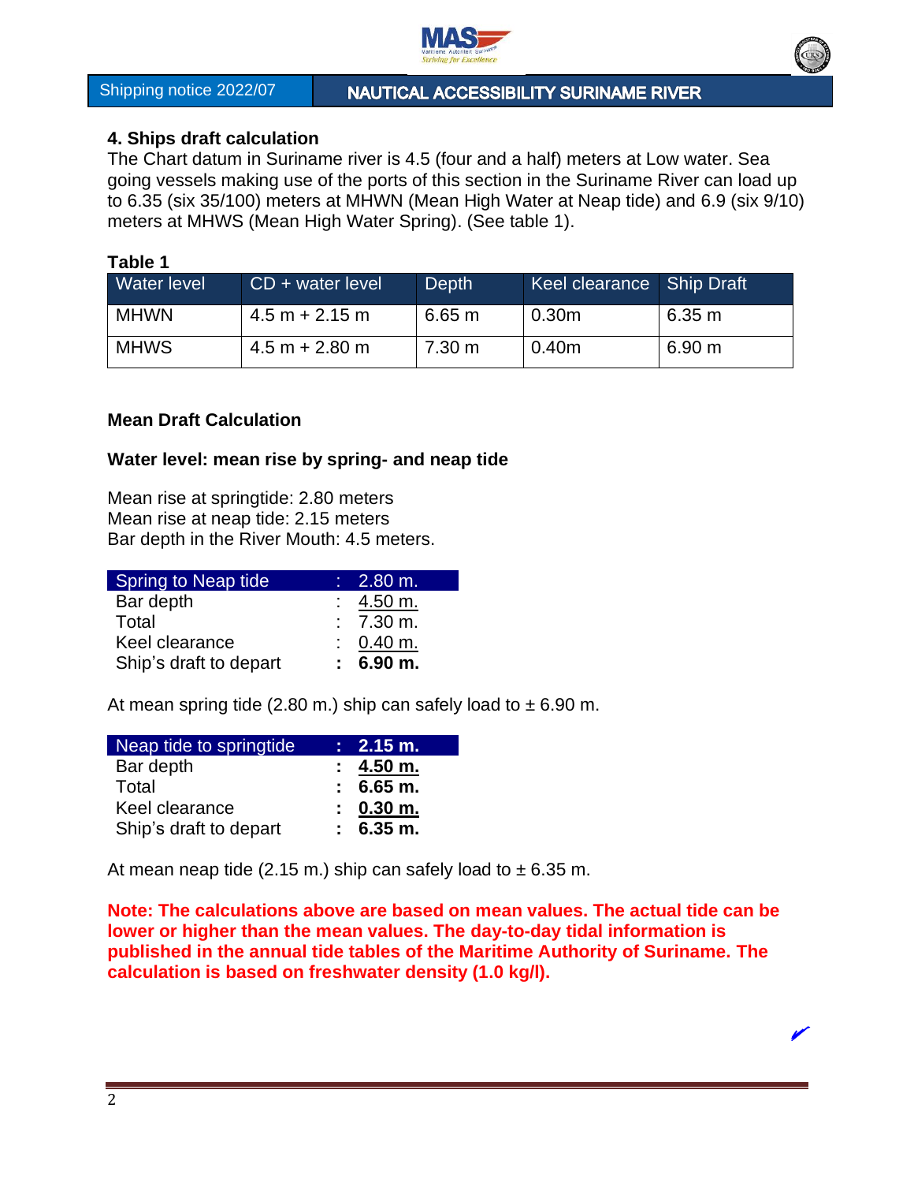## 4. Ships draft calculation

The Chart datum in Suriname river is 4.5 (four and a half) meters at Low water. Sea going vessels making use of the ports of this section in the Suriname River can load up to 6.35 (six 35/100) meters at MHWN (Mean High Water at Neap tide) and 6.9 (six 9/10) meters at MHWS (Mean High Water Spring). (See table 1).

**Table 1**

| Water level | CD + water level | Depth | Keel clearance | Ship Draft |
|---|---|---|---|---|
| MHWN | 4.5 m + 2.15 m | 6.65 m | 0.30m | 6.35 m |
| MHWS | 4.5 m + 2.80 m | 7.30 m | 0.40m | 6.90 m |

### Mean Draft Calculation

### Water level: mean rise by spring- and neap tide

Mean rise at springtide: 2.80 meters
Mean rise at neap tide: 2.15 meters
Bar depth in the River Mouth: 4.5 meters.

| Spring to Neap tide | : | 2.80 m. |
|---|---|---|
| Bar depth | : | 4.50 m. |
| Total | : | 7.30 m. |
| Keel clearance | : | 0.40 m. |
| Ship's draft to depart | **:** | **6.90 m.** |

At mean spring tide (2.80 m.) ship can safely load to ± 6.90 m.

| **Neap tide to springtide** | **:** | **2.15 m.** |
|---|---|---|
| Bar depth | **:** | **4.50 m.** |
| Total | **:** | **6.65 m.** |
| Keel clearance | **:** | **0.30 m.** |
| Ship's draft to depart | **:** | **6.35 m.** |

At mean neap tide (2.15 m.) ship can safely load to ± 6.35 m.

**Note: The calculations above are based on mean values. The actual tide can be lower or higher than the mean values. The day-to-day tidal information is published in the annual tide tables of the Maritime Authority of Suriname. The calculation is based on freshwater density (1.0 kg/l).**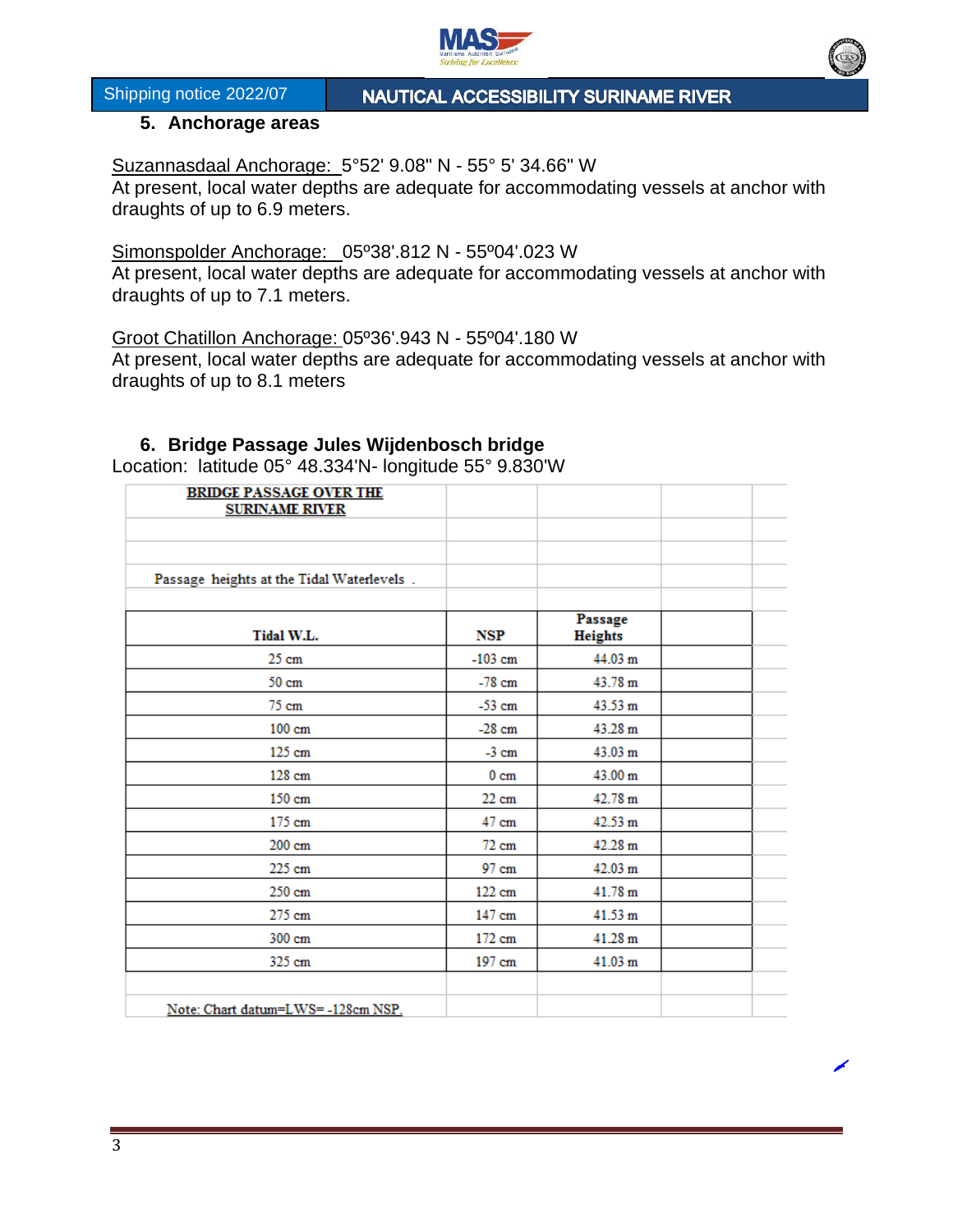## 5. Anchorage areas

Suzannasdaal Anchorage: 5°52' 9.08" N - 55° 5' 34.66" W
At present, local water depths are adequate for accommodating vessels at anchor with draughts of up to 6.9 meters.

Simonspolder Anchorage: 05º38'.812 N - 55º04'.023 W
At present, local water depths are adequate for accommodating vessels at anchor with draughts of up to 7.1 meters.

Groot Chatillon Anchorage: 05º36'.943 N - 55º04'.180 W
At present, local water depths are adequate for accommodating vessels at anchor with draughts of up to 8.1 meters

## 6. Bridge Passage Jules Wijdenbosch bridge

Location: latitude 05° 48.334'N- longitude 55° 9.830'W

**BRIDGE PASSAGE OVER THE SURINAME RIVER**

Passage heights at the Tidal Waterlevels .

| Tidal W.L. | NSP | Passage Heights |
|---|---|---|
| 25 cm | -103 cm | 44.03 m |
| 50 cm | -78 cm | 43.78 m |
| 75 cm | -53 cm | 43.53 m |
| 100 cm | -28 cm | 43.28 m |
| 125 cm | -3 cm | 43.03 m |
| 128 cm | 0 cm | 43.00 m |
| 150 cm | 22 cm | 42.78 m |
| 175 cm | 47 cm | 42.53 m |
| 200 cm | 72 cm | 42.28 m |
| 225 cm | 97 cm | 42.03 m |
| 250 cm | 122 cm | 41.78 m |
| 275 cm | 147 cm | 41.53 m |
| 300 cm | 172 cm | 41.28 m |
| 325 cm | 197 cm | 41.03 m |

Note: Chart datum=LWS= -128cm NSP.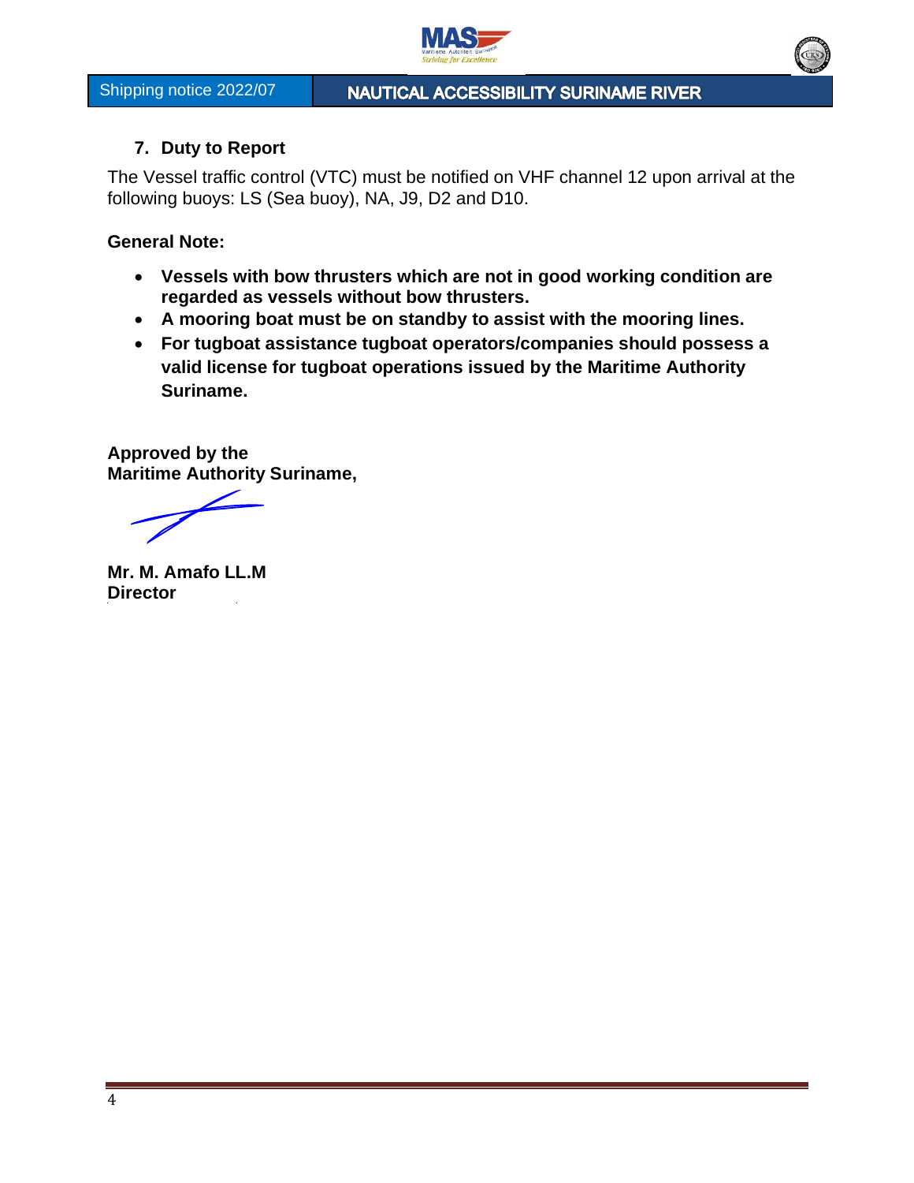### 7. Duty to Report

The Vessel traffic control (VTC) must be notified on VHF channel 12 upon arrival at the following buoys: LS (Sea buoy), NA, J9, D2 and D10.

**General Note:**

- **Vessels with bow thrusters which are not in good working condition are regarded as vessels without bow thrusters.**
- **A mooring boat must be on standby to assist with the mooring lines.**
- **For tugboat assistance tugboat operators/companies should possess a valid license for tugboat operations issued by the Maritime Authority Suriname.**

**Approved by the**
**Maritime Authority Suriname,**

**Mr. M. Amafo LL.M**
**Director**